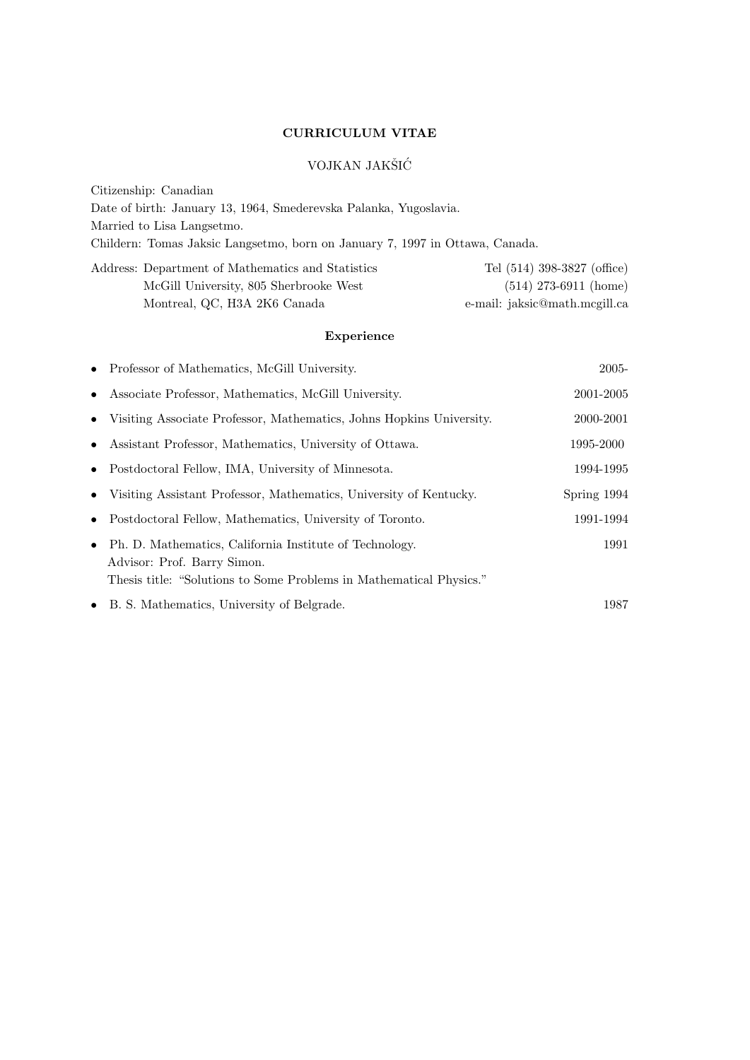# CURRICULUM VITAE

## VOJKAN JAKŠIĆ

Citizenship: Canadian
Date of birth: January 13, 1964, Smederevska Palanka, Yugoslavia.
Married to Lisa Langsetmo.
Childern: Tomas Jaksic Langsetmo, born on January 7, 1997 in Ottawa, Canada.

Address: Department of Mathematics and Statistics
McGill University, 805 Sherbrooke West
Montreal, QC, H3A 2K6 Canada

Tel (514) 398-3827 (office)
(514) 273-6911 (home)
e-mail: jaksic@math.mcgill.ca

### Experience

- Professor of Mathematics, McGill University. 2005-
- Associate Professor, Mathematics, McGill University. 2001-2005
- Visiting Associate Professor, Mathematics, Johns Hopkins University. 2000-2001
- Assistant Professor, Mathematics, University of Ottawa. 1995-2000
- Postdoctoral Fellow, IMA, University of Minnesota. 1994-1995
- Visiting Assistant Professor, Mathematics, University of Kentucky. Spring 1994
- Postdoctoral Fellow, Mathematics, University of Toronto. 1991-1994
- Ph. D. Mathematics, California Institute of Technology. 1991
  Advisor: Prof. Barry Simon.
  Thesis title: "Solutions to Some Problems in Mathematical Physics."
- B. S. Mathematics, University of Belgrade. 1987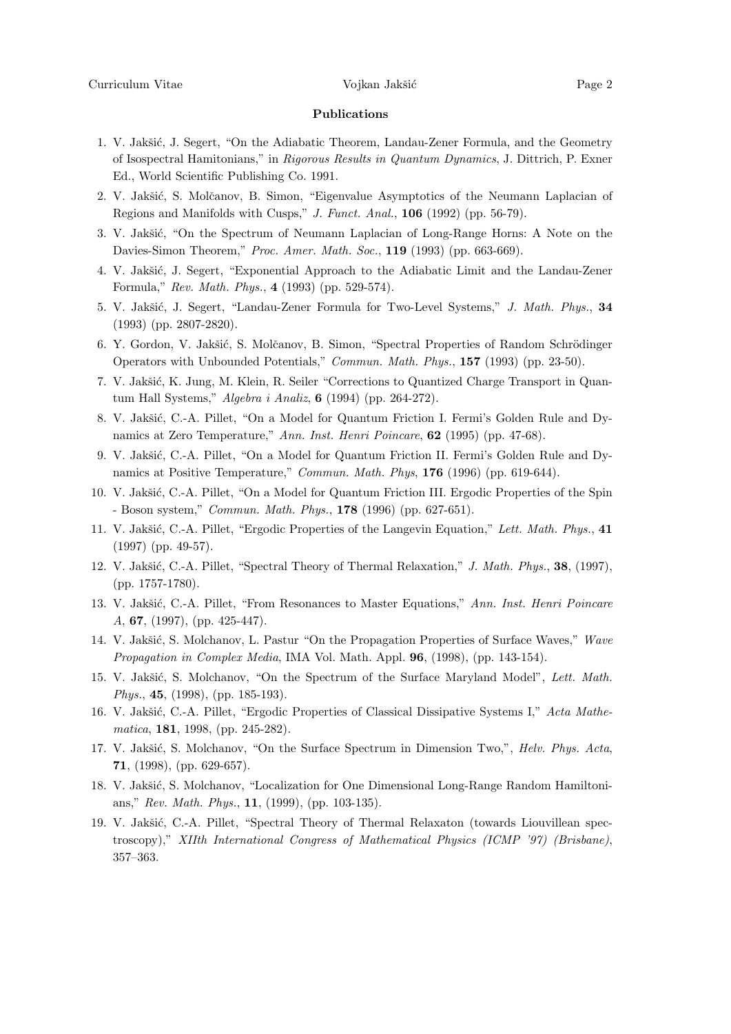### Publications

1. V. Jakšić, J. Segert, "On the Adiabatic Theorem, Landau-Zener Formula, and the Geometry of Isospectral Hamitonians," in *Rigorous Results in Quantum Dynamics*, J. Dittrich, P. Exner Ed., World Scientific Publishing Co. 1991.
2. V. Jakšić, S. Molčanov, B. Simon, "Eigenvalue Asymptotics of the Neumann Laplacian of Regions and Manifolds with Cusps," *J. Funct. Anal.*, **106** (1992) (pp. 56-79).
3. V. Jakšić, "On the Spectrum of Neumann Laplacian of Long-Range Horns: A Note on the Davies-Simon Theorem," *Proc. Amer. Math. Soc.*, **119** (1993) (pp. 663-669).
4. V. Jakšić, J. Segert, "Exponential Approach to the Adiabatic Limit and the Landau-Zener Formula," *Rev. Math. Phys.*, **4** (1993) (pp. 529-574).
5. V. Jakšić, J. Segert, "Landau-Zener Formula for Two-Level Systems," *J. Math. Phys.*, **34** (1993) (pp. 2807-2820).
6. Y. Gordon, V. Jakšić, S. Molčanov, B. Simon, "Spectral Properties of Random Schrödinger Operators with Unbounded Potentials," *Commun. Math. Phys.*, **157** (1993) (pp. 23-50).
7. V. Jakšić, K. Jung, M. Klein, R. Seiler "Corrections to Quantized Charge Transport in Quantum Hall Systems," *Algebra i Analiz*, **6** (1994) (pp. 264-272).
8. V. Jakšić, C.-A. Pillet, "On a Model for Quantum Friction I. Fermi's Golden Rule and Dynamics at Zero Temperature," *Ann. Inst. Henri Poincare*, **62** (1995) (pp. 47-68).
9. V. Jakšić, C.-A. Pillet, "On a Model for Quantum Friction II. Fermi's Golden Rule and Dynamics at Positive Temperature," *Commun. Math. Phys*, **176** (1996) (pp. 619-644).
10. V. Jakšić, C.-A. Pillet, "On a Model for Quantum Friction III. Ergodic Properties of the Spin - Boson system," *Commun. Math. Phys.*, **178** (1996) (pp. 627-651).
11. V. Jakšić, C.-A. Pillet, "Ergodic Properties of the Langevin Equation," *Lett. Math. Phys.*, **41** (1997) (pp. 49-57).
12. V. Jakšić, C.-A. Pillet, "Spectral Theory of Thermal Relaxation," *J. Math. Phys.*, **38**, (1997), (pp. 1757-1780).
13. V. Jakšić, C.-A. Pillet, "From Resonances to Master Equations," *Ann. Inst. Henri Poincare A*, **67**, (1997), (pp. 425-447).
14. V. Jakšić, S. Molchanov, L. Pastur "On the Propagation Properties of Surface Waves," *Wave Propagation in Complex Media*, IMA Vol. Math. Appl. **96**, (1998), (pp. 143-154).
15. V. Jakšić, S. Molchanov, "On the Spectrum of the Surface Maryland Model", *Lett. Math. Phys.*, **45**, (1998), (pp. 185-193).
16. V. Jakšić, C.-A. Pillet, "Ergodic Properties of Classical Dissipative Systems I," *Acta Mathematica*, **181**, 1998, (pp. 245-282).
17. V. Jakšić, S. Molchanov, "On the Surface Spectrum in Dimension Two,", *Helv. Phys. Acta*, **71**, (1998), (pp. 629-657).
18. V. Jakšić, S. Molchanov, "Localization for One Dimensional Long-Range Random Hamiltonians," *Rev. Math. Phys.*, **11**, (1999), (pp. 103-135).
19. V. Jakšić, C.-A. Pillet, "Spectral Theory of Thermal Relaxaton (towards Liouvillean spectroscopy)," *XIIth International Congress of Mathematical Physics (ICMP '97) (Brisbane)*, 357–363.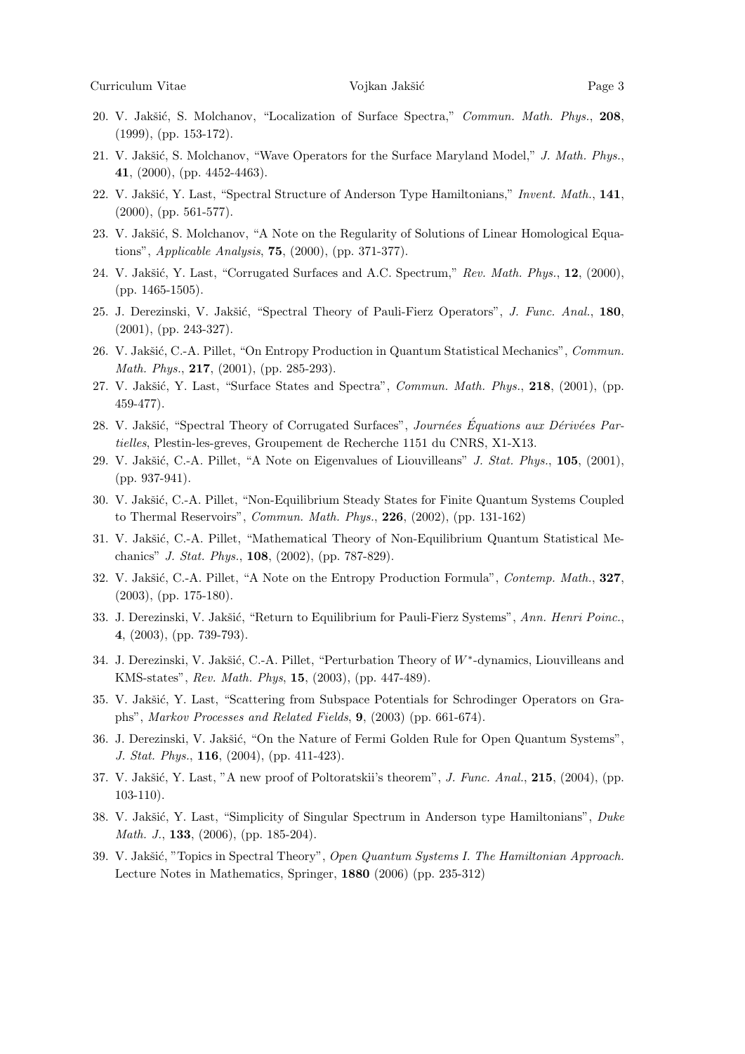20. V. Jakšić, S. Molchanov, “Localization of Surface Spectra,” *Commun. Math. Phys.*, **208**, (1999), (pp. 153-172).
21. V. Jakšić, S. Molchanov, “Wave Operators for the Surface Maryland Model,” *J. Math. Phys.*, **41**, (2000), (pp. 4452-4463).
22. V. Jakšić, Y. Last, “Spectral Structure of Anderson Type Hamiltonians,” *Invent. Math.*, **141**, (2000), (pp. 561-577).
23. V. Jakšić, S. Molchanov, “A Note on the Regularity of Solutions of Linear Homological Equations”, *Applicable Analysis*, **75**, (2000), (pp. 371-377).
24. V. Jakšić, Y. Last, “Corrugated Surfaces and A.C. Spectrum,” *Rev. Math. Phys.*, **12**, (2000), (pp. 1465-1505).
25. J. Derezinski, V. Jakšić, “Spectral Theory of Pauli-Fierz Operators”, *J. Func. Anal.*, **180**, (2001), (pp. 243-327).
26. V. Jakšić, C.-A. Pillet, “On Entropy Production in Quantum Statistical Mechanics”, *Commun. Math. Phys.*, **217**, (2001), (pp. 285-293).
27. V. Jakšić, Y. Last, “Surface States and Spectra”, *Commun. Math. Phys.*, **218**, (2001), (pp. 459-477).
28. V. Jakšić, “Spectral Theory of Corrugated Surfaces”, *Journées Équations aux Dérivées Partielles*, Plestin-les-greves, Groupement de Recherche 1151 du CNRS, X1-X13.
29. V. Jakšić, C.-A. Pillet, “A Note on Eigenvalues of Liouvilleans” *J. Stat. Phys.*, **105**, (2001), (pp. 937-941).
30. V. Jakšić, C.-A. Pillet, “Non-Equilibrium Steady States for Finite Quantum Systems Coupled to Thermal Reservoirs”, *Commun. Math. Phys.*, **226**, (2002), (pp. 131-162)
31. V. Jakšić, C.-A. Pillet, “Mathematical Theory of Non-Equilibrium Quantum Statistical Mechanics” *J. Stat. Phys.*, **108**, (2002), (pp. 787-829).
32. V. Jakšić, C.-A. Pillet, “A Note on the Entropy Production Formula”, *Contemp. Math.*, **327**, (2003), (pp. 175-180).
33. J. Derezinski, V. Jakšić, “Return to Equilibrium for Pauli-Fierz Systems”, *Ann. Henri Poinc.*, **4**, (2003), (pp. 739-793).
34. J. Derezinski, V. Jakšić, C.-A. Pillet, “Perturbation Theory of $W^*$-dynamics, Liouvilleans and KMS-states”, *Rev. Math. Phys*, **15**, (2003), (pp. 447-489).
35. V. Jakšić, Y. Last, “Scattering from Subspace Potentials for Schrodinger Operators on Graphs”, *Markov Processes and Related Fields*, **9**, (2003) (pp. 661-674).
36. J. Derezinski, V. Jakšić, “On the Nature of Fermi Golden Rule for Open Quantum Systems”, *J. Stat. Phys.*, **116**, (2004), (pp. 411-423).
37. V. Jakšić, Y. Last, "A new proof of Poltoratskii's theorem", *J. Func. Anal.*, **215**, (2004), (pp. 103-110).
38. V. Jakšić, Y. Last, “Simplicity of Singular Spectrum in Anderson type Hamiltonians”, *Duke Math. J.*, **133**, (2006), (pp. 185-204).
39. V. Jakšić, "Topics in Spectral Theory", *Open Quantum Systems I. The Hamiltonian Approach.* Lecture Notes in Mathematics, Springer, **1880** (2006) (pp. 235-312)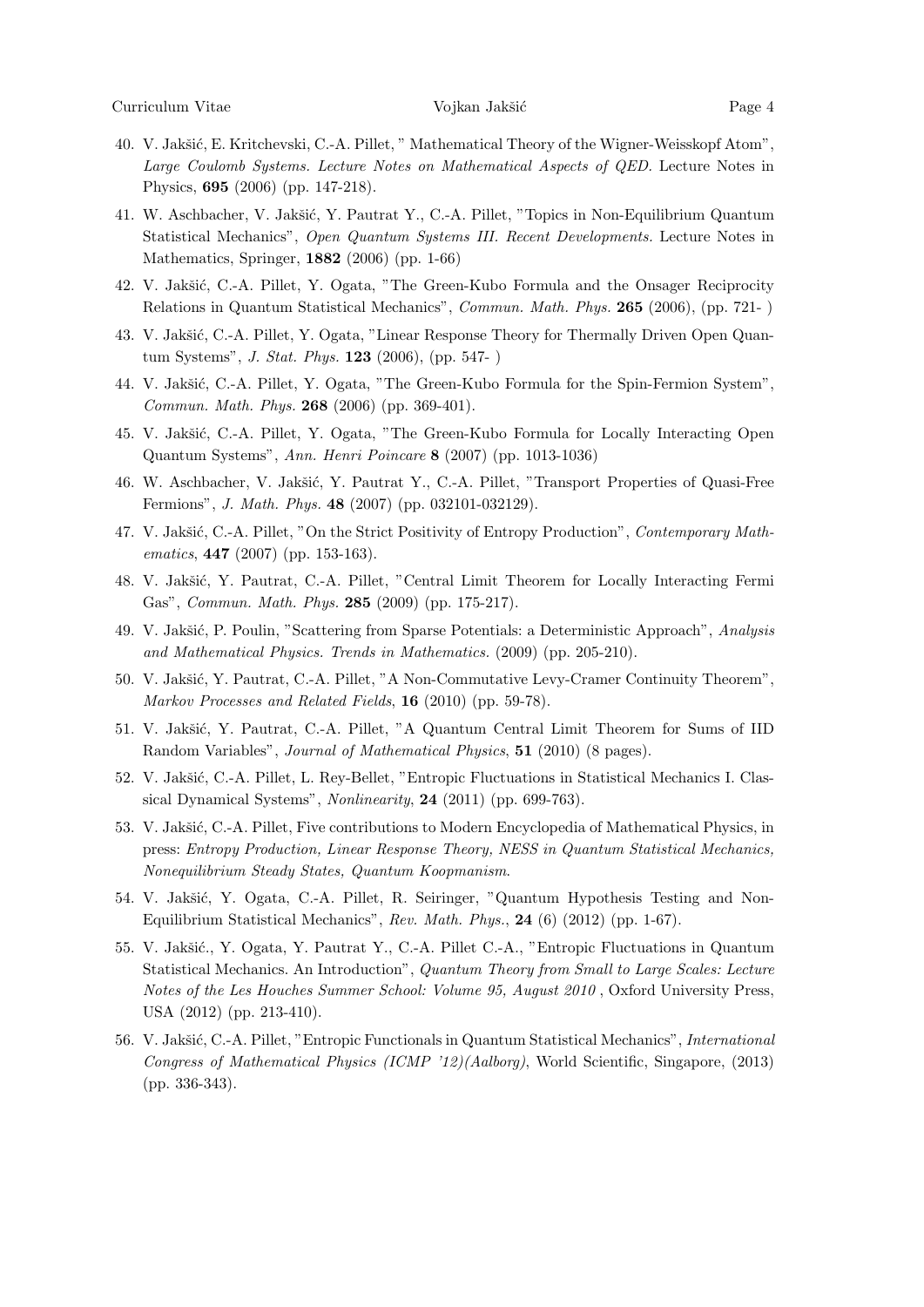40. V. Jakšić, E. Kritchevski, C.-A. Pillet, " Mathematical Theory of the Wigner-Weisskopf Atom", *Large Coulomb Systems. Lecture Notes on Mathematical Aspects of QED.* Lecture Notes in Physics, **695** (2006) (pp. 147-218).
41. W. Aschbacher, V. Jakšić, Y. Pautrat Y., C.-A. Pillet, "Topics in Non-Equilibrium Quantum Statistical Mechanics", *Open Quantum Systems III. Recent Developments.* Lecture Notes in Mathematics, Springer, **1882** (2006) (pp. 1-66)
42. V. Jakšić, C.-A. Pillet, Y. Ogata, "The Green-Kubo Formula and the Onsager Reciprocity Relations in Quantum Statistical Mechanics", *Commun. Math. Phys.* **265** (2006), (pp. 721- )
43. V. Jakšić, C.-A. Pillet, Y. Ogata, "Linear Response Theory for Thermally Driven Open Quantum Systems", *J. Stat. Phys.* **123** (2006), (pp. 547- )
44. V. Jakšić, C.-A. Pillet, Y. Ogata, "The Green-Kubo Formula for the Spin-Fermion System", *Commun. Math. Phys.* **268** (2006) (pp. 369-401).
45. V. Jakšić, C.-A. Pillet, Y. Ogata, "The Green-Kubo Formula for Locally Interacting Open Quantum Systems", *Ann. Henri Poincare* **8** (2007) (pp. 1013-1036)
46. W. Aschbacher, V. Jakšić, Y. Pautrat Y., C.-A. Pillet, "Transport Properties of Quasi-Free Fermions", *J. Math. Phys.* **48** (2007) (pp. 032101-032129).
47. V. Jakšić, C.-A. Pillet, "On the Strict Positivity of Entropy Production", *Contemporary Mathematics*, **447** (2007) (pp. 153-163).
48. V. Jakšić, Y. Pautrat, C.-A. Pillet, "Central Limit Theorem for Locally Interacting Fermi Gas", *Commun. Math. Phys.* **285** (2009) (pp. 175-217).
49. V. Jakšić, P. Poulin, "Scattering from Sparse Potentials: a Deterministic Approach", *Analysis and Mathematical Physics. Trends in Mathematics.* (2009) (pp. 205-210).
50. V. Jakšić, Y. Pautrat, C.-A. Pillet, "A Non-Commutative Levy-Cramer Continuity Theorem", *Markov Processes and Related Fields*, **16** (2010) (pp. 59-78).
51. V. Jakšić, Y. Pautrat, C.-A. Pillet, "A Quantum Central Limit Theorem for Sums of IID Random Variables", *Journal of Mathematical Physics*, **51** (2010) (8 pages).
52. V. Jakšić, C.-A. Pillet, L. Rey-Bellet, "Entropic Fluctuations in Statistical Mechanics I. Classical Dynamical Systems", *Nonlinearity*, **24** (2011) (pp. 699-763).
53. V. Jakšić, C.-A. Pillet, Five contributions to Modern Encyclopedia of Mathematical Physics, in press: *Entropy Production, Linear Response Theory, NESS in Quantum Statistical Mechanics, Nonequilibrium Steady States, Quantum Koopmanism.*
54. V. Jakšić, Y. Ogata, C.-A. Pillet, R. Seiringer, "Quantum Hypothesis Testing and Non-Equilibrium Statistical Mechanics", *Rev. Math. Phys.*, **24** (6) (2012) (pp. 1-67).
55. V. Jakšić., Y. Ogata, Y. Pautrat Y., C.-A. Pillet C.-A., "Entropic Fluctuations in Quantum Statistical Mechanics. An Introduction", *Quantum Theory from Small to Large Scales: Lecture Notes of the Les Houches Summer School: Volume 95, August 2010* , Oxford University Press, USA (2012) (pp. 213-410).
56. V. Jakšić, C.-A. Pillet, "Entropic Functionals in Quantum Statistical Mechanics", *International Congress of Mathematical Physics (ICMP '12)(Aalborg)*, World Scientific, Singapore, (2013) (pp. 336-343).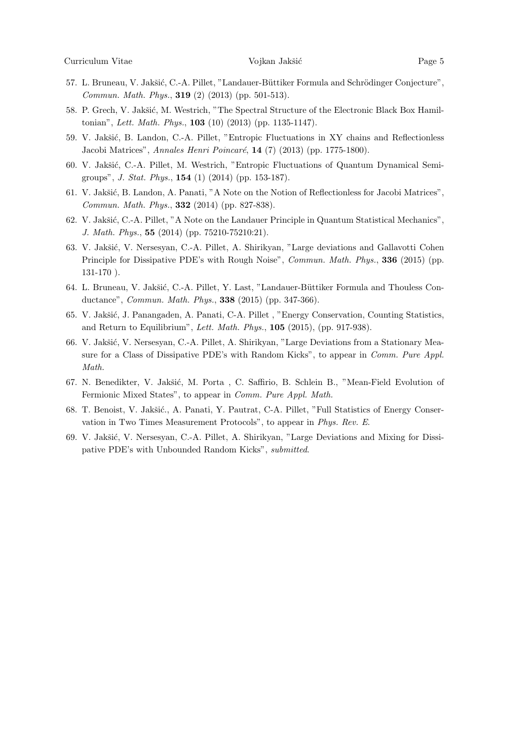57. L. Bruneau, V. Jakšić, C.-A. Pillet, "Landauer-Büttiker Formula and Schrödinger Conjecture", *Commun. Math. Phys.*, **319** (2) (2013) (pp. 501-513).
58. P. Grech, V. Jakšić, M. Westrich, "The Spectral Structure of the Electronic Black Box Hamiltonian", *Lett. Math. Phys.*, **103** (10) (2013) (pp. 1135-1147).
59. V. Jakšić, B. Landon, C.-A. Pillet, "Entropic Fluctuations in XY chains and Reflectionless Jacobi Matrices", *Annales Henri Poincaré*, **14** (7) (2013) (pp. 1775-1800).
60. V. Jakšić, C.-A. Pillet, M. Westrich, "Entropic Fluctuations of Quantum Dynamical Semigroups", *J. Stat. Phys.*, **154** (1) (2014) (pp. 153-187).
61. V. Jakšić, B. Landon, A. Panati, "A Note on the Notion of Reflectionless for Jacobi Matrices", *Commun. Math. Phys.*, **332** (2014) (pp. 827-838).
62. V. Jakšić, C.-A. Pillet, "A Note on the Landauer Principle in Quantum Statistical Mechanics", *J. Math. Phys.*, **55** (2014) (pp. 75210-75210:21).
63. V. Jakšić, V. Nersesyan, C.-A. Pillet, A. Shirikyan, "Large deviations and Gallavotti Cohen Principle for Dissipative PDE's with Rough Noise", *Commun. Math. Phys.*, **336** (2015) (pp. 131-170 ).
64. L. Bruneau, V. Jakšić, C.-A. Pillet, Y. Last, "Landauer-Büttiker Formula and Thouless Conductance", *Commun. Math. Phys.*, **338** (2015) (pp. 347-366).
65. V. Jakšić, J. Panangaden, A. Panati, C-A. Pillet , "Energy Conservation, Counting Statistics, and Return to Equilibrium", *Lett. Math. Phys.*, **105** (2015), (pp. 917-938).
66. V. Jakšić, V. Nersesyan, C.-A. Pillet, A. Shirikyan, "Large Deviations from a Stationary Measure for a Class of Dissipative PDE's with Random Kicks", to appear in *Comm. Pure Appl. Math.*
67. N. Benedikter, V. Jakšić, M. Porta , C. Saffirio, B. Schlein B., "Mean-Field Evolution of Fermionic Mixed States", to appear in *Comm. Pure Appl. Math.*
68. T. Benoist, V. Jakšić., A. Panati, Y. Pautrat, C-A. Pillet, "Full Statistics of Energy Conservation in Two Times Measurement Protocols", to appear in *Phys. Rev. E.*
69. V. Jakšić, V. Nersesyan, C.-A. Pillet, A. Shirikyan, "Large Deviations and Mixing for Dissipative PDE's with Unbounded Random Kicks", *submitted*.